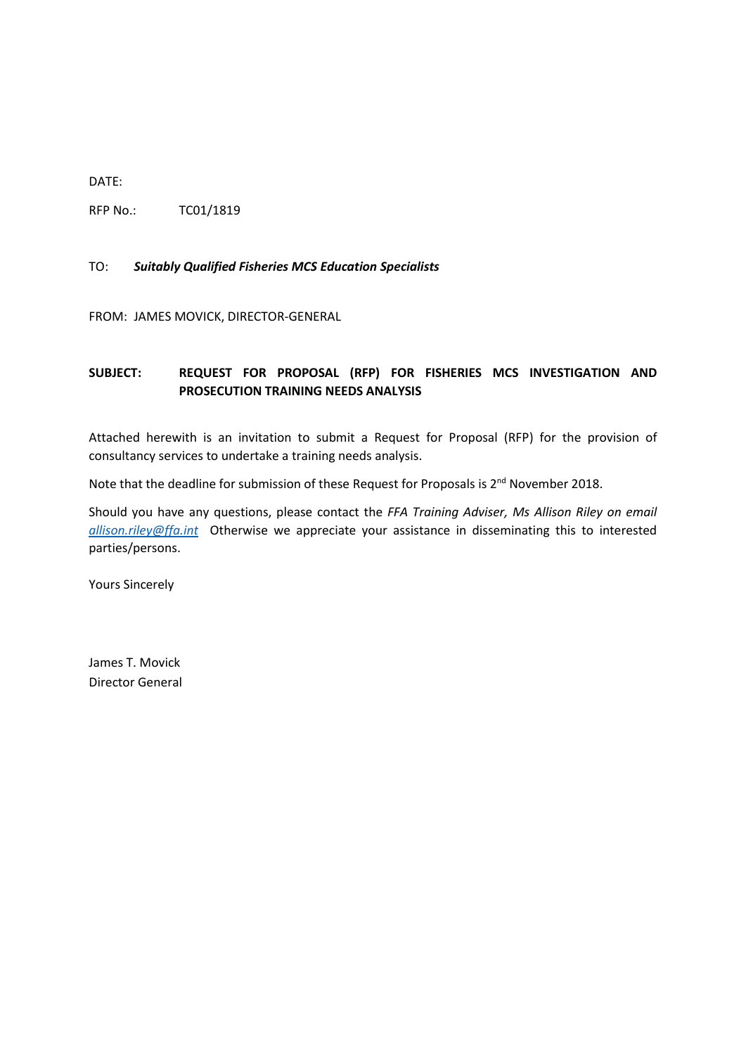DATE:

RFP No.: TC01/1819

TO: ***Suitably Qualified Fisheries MCS Education Specialists***

FROM: JAMES MOVICK, DIRECTOR-GENERAL

**SUBJECT: REQUEST FOR PROPOSAL (RFP) FOR FISHERIES MCS INVESTIGATION AND PROSECUTION TRAINING NEEDS ANALYSIS**

Attached herewith is an invitation to submit a Request for Proposal (RFP) for the provision of consultancy services to undertake a training needs analysis.

Note that the deadline for submission of these Request for Proposals is 2nd November 2018.

Should you have any questions, please contact the *FFA Training Adviser, Ms Allison Riley on email allison.riley@ffa.int* Otherwise we appreciate your assistance in disseminating this to interested parties/persons.

Yours Sincerely

James T. Movick
Director General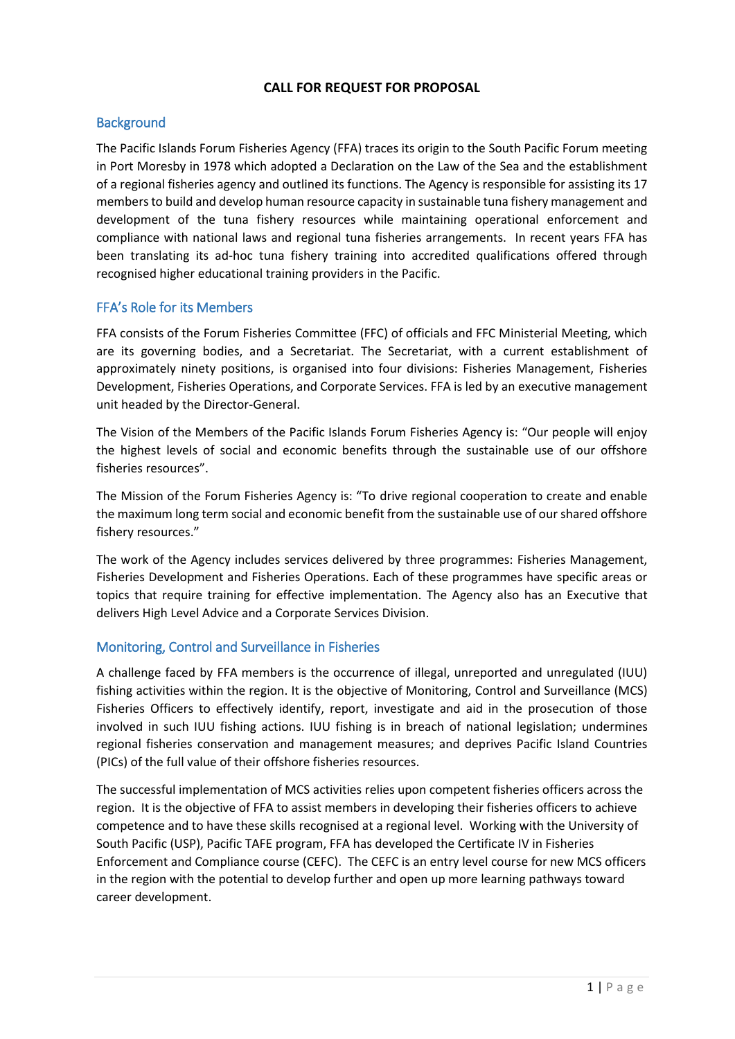**CALL FOR REQUEST FOR PROPOSAL**

## Background

The Pacific Islands Forum Fisheries Agency (FFA) traces its origin to the South Pacific Forum meeting in Port Moresby in 1978 which adopted a Declaration on the Law of the Sea and the establishment of a regional fisheries agency and outlined its functions. The Agency is responsible for assisting its 17 members to build and develop human resource capacity in sustainable tuna fishery management and development of the tuna fishery resources while maintaining operational enforcement and compliance with national laws and regional tuna fisheries arrangements. In recent years FFA has been translating its ad-hoc tuna fishery training into accredited qualifications offered through recognised higher educational training providers in the Pacific.

## FFA's Role for its Members

FFA consists of the Forum Fisheries Committee (FFC) of officials and FFC Ministerial Meeting, which are its governing bodies, and a Secretariat. The Secretariat, with a current establishment of approximately ninety positions, is organised into four divisions: Fisheries Management, Fisheries Development, Fisheries Operations, and Corporate Services. FFA is led by an executive management unit headed by the Director-General.

The Vision of the Members of the Pacific Islands Forum Fisheries Agency is: "Our people will enjoy the highest levels of social and economic benefits through the sustainable use of our offshore fisheries resources".

The Mission of the Forum Fisheries Agency is: "To drive regional cooperation to create and enable the maximum long term social and economic benefit from the sustainable use of our shared offshore fishery resources."

The work of the Agency includes services delivered by three programmes: Fisheries Management, Fisheries Development and Fisheries Operations. Each of these programmes have specific areas or topics that require training for effective implementation. The Agency also has an Executive that delivers High Level Advice and a Corporate Services Division.

## Monitoring, Control and Surveillance in Fisheries

A challenge faced by FFA members is the occurrence of illegal, unreported and unregulated (IUU) fishing activities within the region. It is the objective of Monitoring, Control and Surveillance (MCS) Fisheries Officers to effectively identify, report, investigate and aid in the prosecution of those involved in such IUU fishing actions. IUU fishing is in breach of national legislation; undermines regional fisheries conservation and management measures; and deprives Pacific Island Countries (PICs) of the full value of their offshore fisheries resources.

The successful implementation of MCS activities relies upon competent fisheries officers across the region. It is the objective of FFA to assist members in developing their fisheries officers to achieve competence and to have these skills recognised at a regional level. Working with the University of South Pacific (USP), Pacific TAFE program, FFA has developed the Certificate IV in Fisheries Enforcement and Compliance course (CEFC). The CEFC is an entry level course for new MCS officers in the region with the potential to develop further and open up more learning pathways toward career development.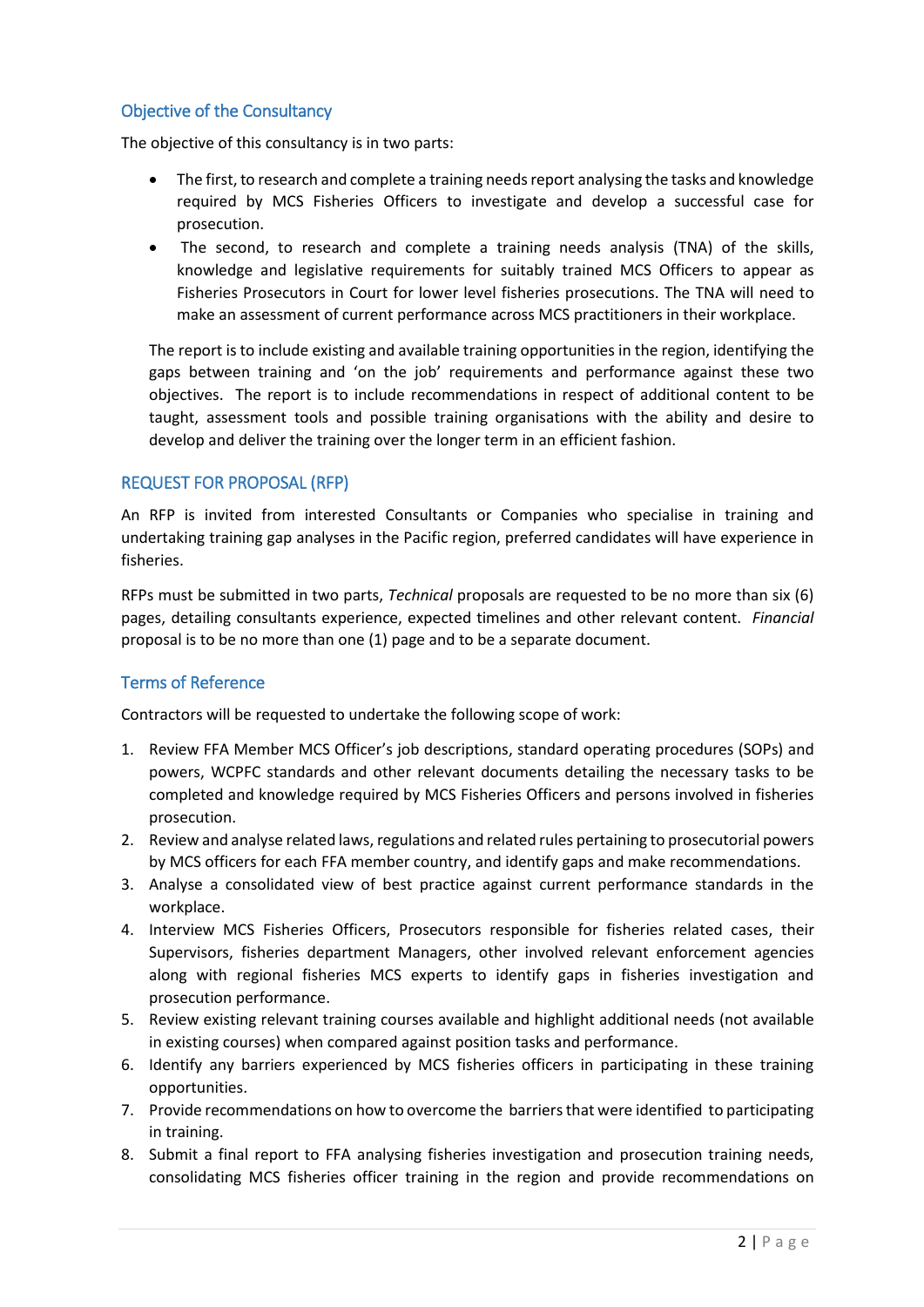## Objective of the Consultancy

The objective of this consultancy is in two parts:

- The first, to research and complete a training needs report analysing the tasks and knowledge required by MCS Fisheries Officers to investigate and develop a successful case for prosecution.
- The second, to research and complete a training needs analysis (TNA) of the skills, knowledge and legislative requirements for suitably trained MCS Officers to appear as Fisheries Prosecutors in Court for lower level fisheries prosecutions. The TNA will need to make an assessment of current performance across MCS practitioners in their workplace.

The report is to include existing and available training opportunities in the region, identifying the gaps between training and 'on the job' requirements and performance against these two objectives. The report is to include recommendations in respect of additional content to be taught, assessment tools and possible training organisations with the ability and desire to develop and deliver the training over the longer term in an efficient fashion.

## REQUEST FOR PROPOSAL (RFP)

An RFP is invited from interested Consultants or Companies who specialise in training and undertaking training gap analyses in the Pacific region, preferred candidates will have experience in fisheries.

RFPs must be submitted in two parts, *Technical* proposals are requested to be no more than six (6) pages, detailing consultants experience, expected timelines and other relevant content. *Financial* proposal is to be no more than one (1) page and to be a separate document.

## Terms of Reference

Contractors will be requested to undertake the following scope of work:

1. Review FFA Member MCS Officer's job descriptions, standard operating procedures (SOPs) and powers, WCPFC standards and other relevant documents detailing the necessary tasks to be completed and knowledge required by MCS Fisheries Officers and persons involved in fisheries prosecution.
2. Review and analyse related laws, regulations and related rules pertaining to prosecutorial powers by MCS officers for each FFA member country, and identify gaps and make recommendations.
3. Analyse a consolidated view of best practice against current performance standards in the workplace.
4. Interview MCS Fisheries Officers, Prosecutors responsible for fisheries related cases, their Supervisors, fisheries department Managers, other involved relevant enforcement agencies along with regional fisheries MCS experts to identify gaps in fisheries investigation and prosecution performance.
5. Review existing relevant training courses available and highlight additional needs (not available in existing courses) when compared against position tasks and performance.
6. Identify any barriers experienced by MCS fisheries officers in participating in these training opportunities.
7. Provide recommendations on how to overcome the barriers that were identified to participating in training.
8. Submit a final report to FFA analysing fisheries investigation and prosecution training needs, consolidating MCS fisheries officer training in the region and provide recommendations on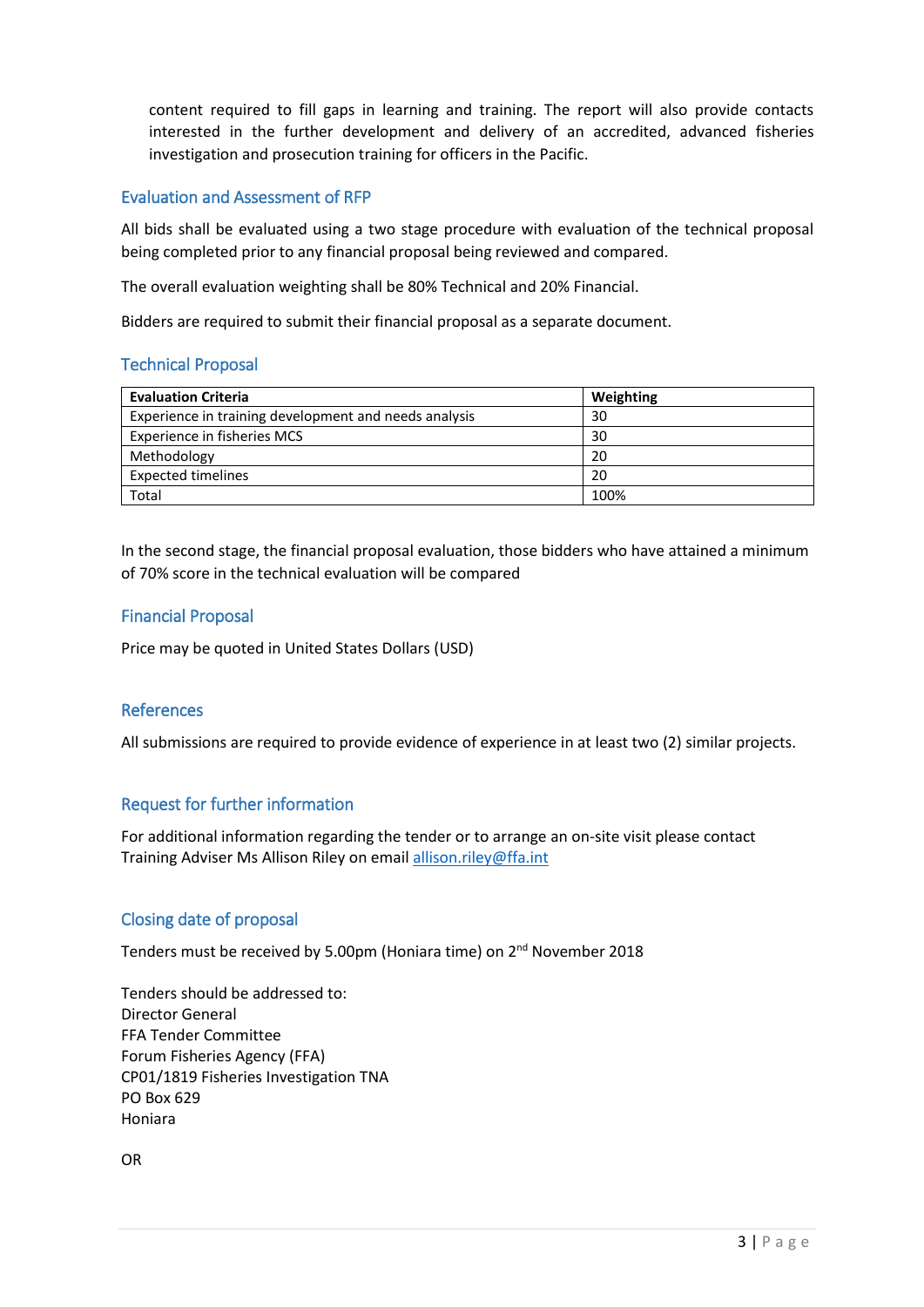content required to fill gaps in learning and training. The report will also provide contacts interested in the further development and delivery of an accredited, advanced fisheries investigation and prosecution training for officers in the Pacific.

## Evaluation and Assessment of RFP

All bids shall be evaluated using a two stage procedure with evaluation of the technical proposal being completed prior to any financial proposal being reviewed and compared.

The overall evaluation weighting shall be 80% Technical and 20% Financial.

Bidders are required to submit their financial proposal as a separate document.

## Technical Proposal

| Evaluation Criteria | Weighting |
|---|---|
| Experience in training development and needs analysis | 30 |
| Experience in fisheries MCS | 30 |
| Methodology | 20 |
| Expected timelines | 20 |
| Total | 100% |

In the second stage, the financial proposal evaluation, those bidders who have attained a minimum of 70% score in the technical evaluation will be compared

## Financial Proposal

Price may be quoted in United States Dollars (USD)

## References

All submissions are required to provide evidence of experience in at least two (2) similar projects.

## Request for further information

For additional information regarding the tender or to arrange an on-site visit please contact Training Adviser Ms Allison Riley on email allison.riley@ffa.int

## Closing date of proposal

Tenders must be received by 5.00pm (Honiara time) on 2nd November 2018

Tenders should be addressed to:
Director General
FFA Tender Committee
Forum Fisheries Agency (FFA)
CP01/1819 Fisheries Investigation TNA
PO Box 629
Honiara

OR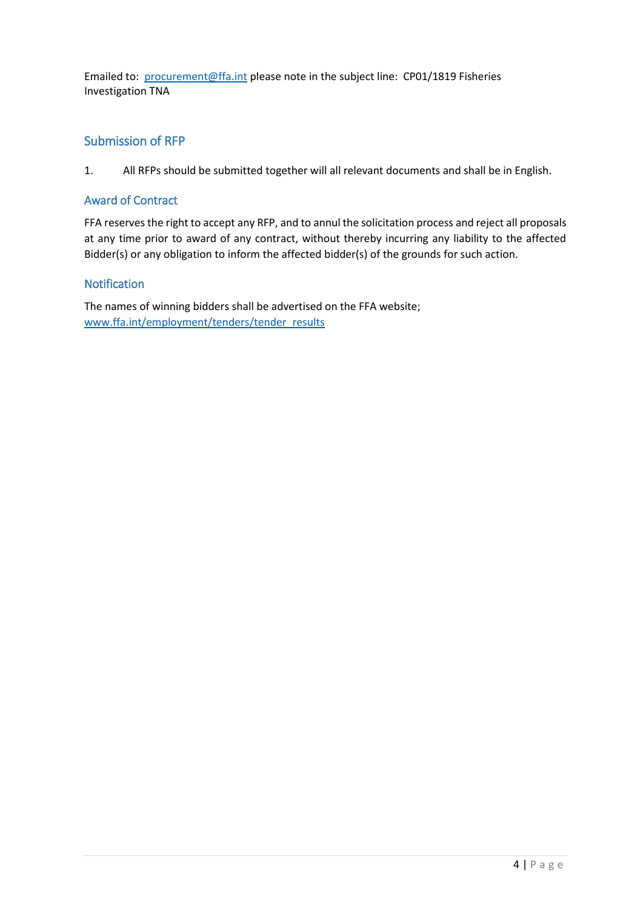Emailed to: procurement@ffa.int please note in the subject line: CP01/1819 Fisheries Investigation TNA

## Submission of RFP

1. All RFPs should be submitted together will all relevant documents and shall be in English.

## Award of Contract

FFA reserves the right to accept any RFP, and to annul the solicitation process and reject all proposals at any time prior to award of any contract, without thereby incurring any liability to the affected Bidder(s) or any obligation to inform the affected bidder(s) of the grounds for such action.

## Notification

The names of winning bidders shall be advertised on the FFA website; www.ffa.int/employment/tenders/tender_results